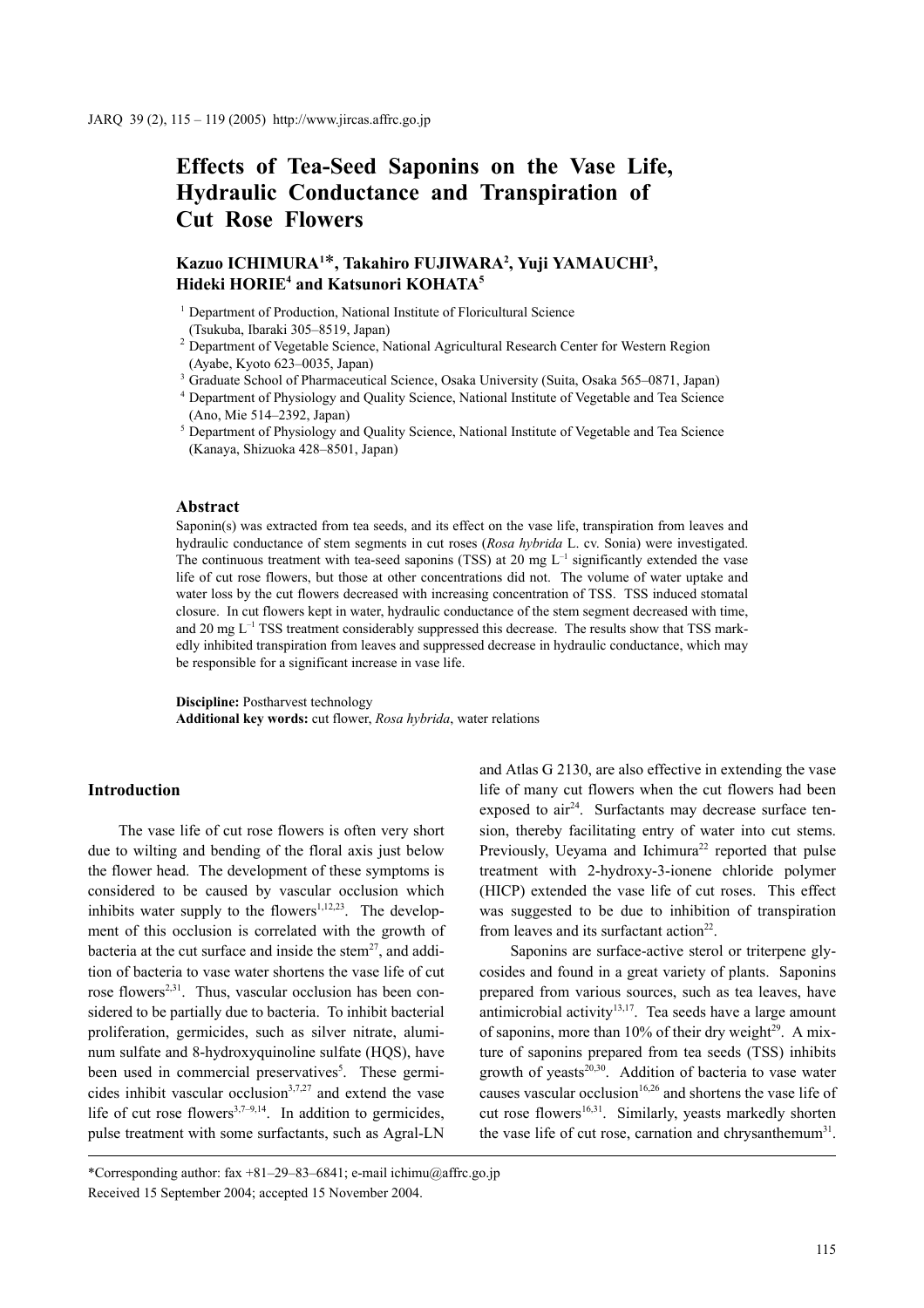# Effects of Tea-Seed Saponins on the Vase Life, Hydraulic Conductance and Transpiration of Cut Rose Flowers

**Kazuo ICHIMURA[1]*, Takahiro FUJIWARA[2], Yuji YAMAUCHI[3], Hideki HORIE[4] and Katsunori KOHATA[5]**

[1] Department of Production, National Institute of Floricultural Science (Tsukuba, Ibaraki 305–8519, Japan)

[2] Department of Vegetable Science, National Agricultural Research Center for Western Region (Ayabe, Kyoto 623–0035, Japan)

[3] Graduate School of Pharmaceutical Science, Osaka University (Suita, Osaka 565–0871, Japan)

[4] Department of Physiology and Quality Science, National Institute of Vegetable and Tea Science (Ano, Mie 514–2392, Japan)

[5] Department of Physiology and Quality Science, National Institute of Vegetable and Tea Science (Kanaya, Shizuoka 428–8501, Japan)

## Abstract

Saponin(s) was extracted from tea seeds, and its effect on the vase life, transpiration from leaves and hydraulic conductance of stem segments in cut roses (*Rosa hybrida* L. cv. Sonia) were investigated. The continuous treatment with tea-seed saponins (TSS) at 20 mg $L^{-1}$ significantly extended the vase life of cut rose flowers, but those at other concentrations did not. The volume of water uptake and water loss by the cut flowers decreased with increasing concentration of TSS. TSS induced stomatal closure. In cut flowers kept in water, hydraulic conductance of the stem segment decreased with time, and 20 mg $L^{-1}$ TSS treatment considerably suppressed this decrease. The results show that TSS markedly inhibited transpiration from leaves and suppressed decrease in hydraulic conductance, which may be responsible for a significant increase in vase life.

**Discipline:** Postharvest technology
**Additional key words:** cut flower, *Rosa hybrida*, water relations

## Introduction

The vase life of cut rose flowers is often very short due to wilting and bending of the floral axis just below the flower head. The development of these symptoms is considered to be caused by vascular occlusion which inhibits water supply to the flowers[1,12,23]. The development of this occlusion is correlated with the growth of bacteria at the cut surface and inside the stem[27], and addition of bacteria to vase water shortens the vase life of cut rose flowers[2,31]. Thus, vascular occlusion has been considered to be partially due to bacteria. To inhibit bacterial proliferation, germicides, such as silver nitrate, aluminum sulfate and 8-hydroxyquinoline sulfate (HQS), have been used in commercial preservatives[5]. These germicides inhibit vascular occlusion[3,7,27] and extend the vase life of cut rose flowers[3,7–9,14]. In addition to germicides, pulse treatment with some surfactants, such as Agral-LN and Atlas G 2130, are also effective in extending the vase life of many cut flowers when the cut flowers had been exposed to air[24]. Surfactants may decrease surface tension, thereby facilitating entry of water into cut stems. Previously, Ueyama and Ichimura[22] reported that pulse treatment with 2-hydroxy-3-ionene chloride polymer (HICP) extended the vase life of cut roses. This effect was suggested to be due to inhibition of transpiration from leaves and its surfactant action[22].

Saponins are surface-active sterol or triterpene glycosides and found in a great variety of plants. Saponins prepared from various sources, such as tea leaves, have antimicrobial activity[13,17]. Tea seeds have a large amount of saponins, more than 10% of their dry weight[29]. A mixture of saponins prepared from tea seeds (TSS) inhibits growth of yeasts[20,30]. Addition of bacteria to vase water causes vascular occlusion[16,26] and shortens the vase life of cut rose flowers[16,31]. Similarly, yeasts markedly shorten the vase life of cut rose, carnation and chrysanthemum[31].

*Corresponding author: fax +81–29–83–6841; e-mail ichimu@affrc.go.jp
Received 15 September 2004; accepted 15 November 2004.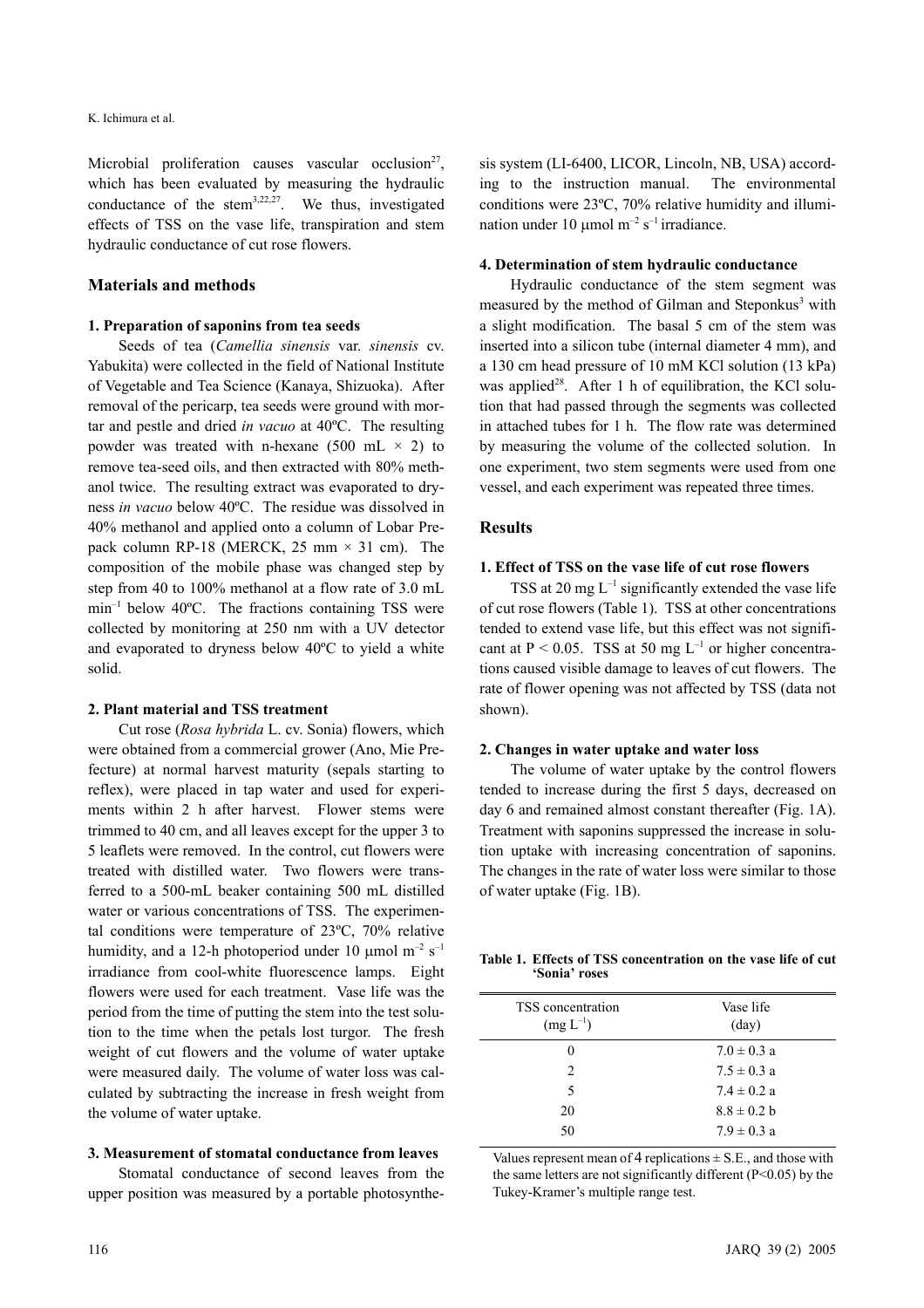Microbial proliferation causes vascular occlusion[27], which has been evaluated by measuring the hydraulic conductance of the stem[3,22,27]. We thus, investigated effects of TSS on the vase life, transpiration and stem hydraulic conductance of cut rose flowers.

## Materials and methods

### 1. Preparation of saponins from tea seeds

Seeds of tea (*Camellia sinensis* var. *sinensis* cv. Yabukita) were collected in the field of National Institute of Vegetable and Tea Science (Kanaya, Shizuoka). After removal of the pericarp, tea seeds were ground with mortar and pestle and dried *in vacuo* at 40ºC. The resulting powder was treated with n-hexane (500 mL × 2) to remove tea-seed oils, and then extracted with 80% methanol twice. The resulting extract was evaporated to dryness *in vacuo* below 40ºC. The residue was dissolved in 40% methanol and applied onto a column of Lobar Prepack column RP-18 (MERCK, 25 mm × 31 cm). The composition of the mobile phase was changed step by step from 40 to 100% methanol at a flow rate of 3.0 mL $min^{-1}$ below 40ºC. The fractions containing TSS were collected by monitoring at 250 nm with a UV detector and evaporated to dryness below 40ºC to yield a white solid.

### 2. Plant material and TSS treatment

Cut rose (*Rosa hybrida* L. cv. Sonia) flowers, which were obtained from a commercial grower (Ano, Mie Prefecture) at normal harvest maturity (sepals starting to reflex), were placed in tap water and used for experiments within 2 h after harvest. Flower stems were trimmed to 40 cm, and all leaves except for the upper 3 to 5 leaflets were removed. In the control, cut flowers were treated with distilled water. Two flowers were transferred to a 500-mL beaker containing 500 mL distilled water or various concentrations of TSS. The experimental conditions were temperature of 23ºC, 70% relative humidity, and a 12-h photoperiod under 10 μmol $m^{-2}$ $s^{-1}$ irradiance from cool-white fluorescence lamps. Eight flowers were used for each treatment. Vase life was the period from the time of putting the stem into the test solution to the time when the petals lost turgor. The fresh weight of cut flowers and the volume of water uptake were measured daily. The volume of water loss was calculated by subtracting the increase in fresh weight from the volume of water uptake.

### 3. Measurement of stomatal conductance from leaves

Stomatal conductance of second leaves from the upper position was measured by a portable photosynthesis system (LI-6400, LICOR, Lincoln, NB, USA) according to the instruction manual. The environmental conditions were 23ºC, 70% relative humidity and illumination under 10 μmol $m^{-2}$ $s^{-1}$ irradiance.

### 4. Determination of stem hydraulic conductance

Hydraulic conductance of the stem segment was measured by the method of Gilman and Steponkus[3] with a slight modification. The basal 5 cm of the stem was inserted into a silicon tube (internal diameter 4 mm), and a 130 cm head pressure of 10 mM KCl solution (13 kPa) was applied[28]. After 1 h of equilibration, the KCl solution that had passed through the segments was collected in attached tubes for 1 h. The flow rate was determined by measuring the volume of the collected solution. In one experiment, two stem segments were used from one vessel, and each experiment was repeated three times.

## Results

### 1. Effect of TSS on the vase life of cut rose flowers

TSS at 20 mg $L^{-1}$ significantly extended the vase life of cut rose flowers (Table 1). TSS at other concentrations tended to extend vase life, but this effect was not significant at $P < 0.05$. TSS at 50 mg $L^{-1}$ or higher concentrations caused visible damage to leaves of cut flowers. The rate of flower opening was not affected by TSS (data not shown).

### 2. Changes in water uptake and water loss

The volume of water uptake by the control flowers tended to increase during the first 5 days, decreased on day 6 and remained almost constant thereafter (Fig. 1A). Treatment with saponins suppressed the increase in solution uptake with increasing concentration of saponins. The changes in the rate of water loss were similar to those of water uptake (Fig. 1B).

**Table 1. Effects of TSS concentration on the vase life of cut 'Sonia' roses**

| TSS concentration (mg $L^{-1}$) | Vase life (day) |
|---|---|
| 0 | 7.0 ± 0.3 a |
| 2 | 7.5 ± 0.3 a |
| 5 | 7.4 ± 0.2 a |
| 20 | 8.8 ± 0.2 b |
| 50 | 7.9 ± 0.3 a |

Values represent mean of 4 replications ± S.E., and those with the same letters are not significantly different ($P<0.05$) by the Tukey-Kramer's multiple range test.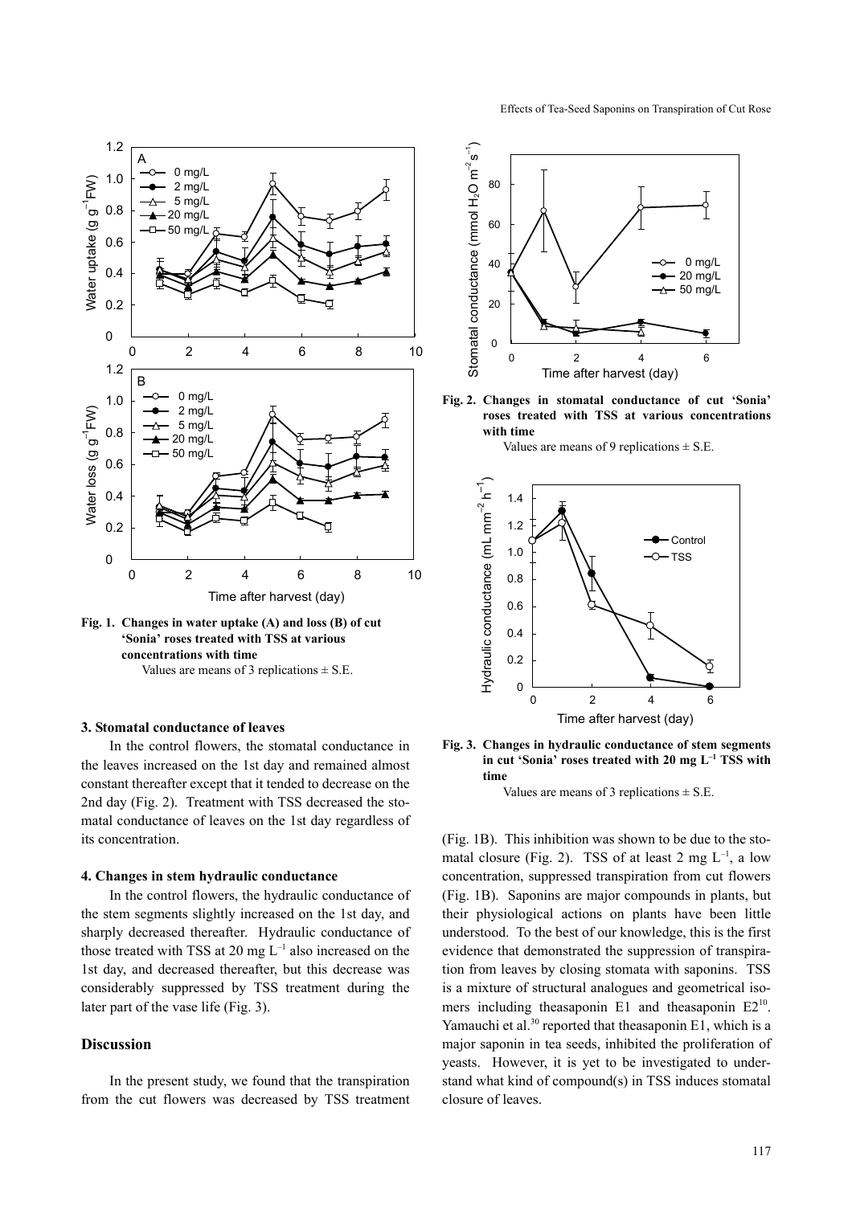**Fig. 1. Changes in water uptake (A) and loss (B) of cut 'Sonia' roses treated with TSS at various concentrations with time**

Values are means of 3 replications ± S.E.

**Fig. 2. Changes in stomatal conductance of cut 'Sonia' roses treated with TSS at various concentrations with time**

Values are means of 9 replications ± S.E.

**Fig. 3. Changes in hydraulic conductance of stem segments in cut 'Sonia' roses treated with 20 mg $L^{-1}$ TSS with time**

Values are means of 3 replications ± S.E.

### 3. Stomatal conductance of leaves

In the control flowers, the stomatal conductance in the leaves increased on the 1st day and remained almost constant thereafter except that it tended to decrease on the 2nd day (Fig. 2). Treatment with TSS decreased the stomatal conductance of leaves on the 1st day regardless of its concentration.

### 4. Changes in stem hydraulic conductance

In the control flowers, the hydraulic conductance of the stem segments slightly increased on the 1st day, and sharply decreased thereafter. Hydraulic conductance of those treated with TSS at 20 mg $L^{-1}$ also increased on the 1st day, and decreased thereafter, but this decrease was considerably suppressed by TSS treatment during the later part of the vase life (Fig. 3).

## Discussion

In the present study, we found that the transpiration from the cut flowers was decreased by TSS treatment (Fig. 1B). This inhibition was shown to be due to the stomatal closure (Fig. 2). TSS of at least 2 mg $L^{-1}$, a low concentration, suppressed transpiration from cut flowers (Fig. 1B). Saponins are major compounds in plants, but their physiological actions on plants have been little understood. To the best of our knowledge, this is the first evidence that demonstrated the suppression of transpiration from leaves by closing stomata with saponins. TSS is a mixture of structural analogues and geometrical isomers including theasaponin E1 and theasaponin E2[10]. Yamauchi et al.[30] reported that theasaponin E1, which is a major saponin in tea seeds, inhibited the proliferation of yeasts. However, it is yet to be investigated to understand what kind of compound(s) in TSS induces stomatal closure of leaves.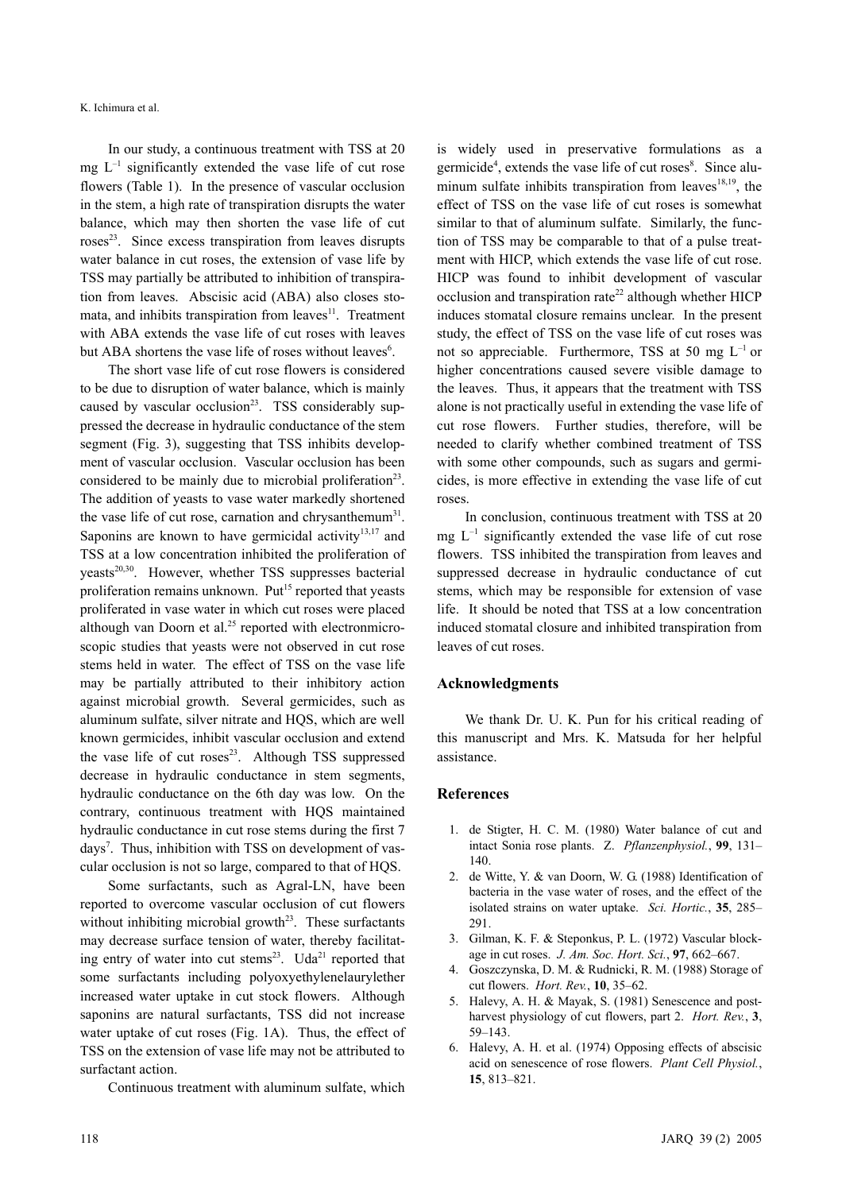In our study, a continuous treatment with TSS at 20 mg $L^{-1}$ significantly extended the vase life of cut rose flowers (Table 1). In the presence of vascular occlusion in the stem, a high rate of transpiration disrupts the water balance, which may then shorten the vase life of cut roses[23]. Since excess transpiration from leaves disrupts water balance in cut roses, the extension of vase life by TSS may partially be attributed to inhibition of transpiration from leaves. Abscisic acid (ABA) also closes stomata, and inhibits transpiration from leaves[11]. Treatment with ABA extends the vase life of cut roses with leaves but ABA shortens the vase life of roses without leaves[6].

The short vase life of cut rose flowers is considered to be due to disruption of water balance, which is mainly caused by vascular occlusion[23]. TSS considerably suppressed the decrease in hydraulic conductance of the stem segment (Fig. 3), suggesting that TSS inhibits development of vascular occlusion. Vascular occlusion has been considered to be mainly due to microbial proliferation[23]. The addition of yeasts to vase water markedly shortened the vase life of cut rose, carnation and chrysanthemum[31]. Saponins are known to have germicidal activity[13,17] and TSS at a low concentration inhibited the proliferation of yeasts[20,30]. However, whether TSS suppresses bacterial proliferation remains unknown. Put[15] reported that yeasts proliferated in vase water in which cut roses were placed although van Doorn et al.[25] reported with electronmicroscopic studies that yeasts were not observed in cut rose stems held in water. The effect of TSS on the vase life may be partially attributed to their inhibitory action against microbial growth. Several germicides, such as aluminum sulfate, silver nitrate and HQS, which are well known germicides, inhibit vascular occlusion and extend the vase life of cut roses[23]. Although TSS suppressed decrease in hydraulic conductance in stem segments, hydraulic conductance on the 6th day was low. On the contrary, continuous treatment with HQS maintained hydraulic conductance in cut rose stems during the first 7 days[7]. Thus, inhibition with TSS on development of vascular occlusion is not so large, compared to that of HQS.

Some surfactants, such as Agral-LN, have been reported to overcome vascular occlusion of cut flowers without inhibiting microbial growth[23]. These surfactants may decrease surface tension of water, thereby facilitating entry of water into cut stems[23]. Uda[21] reported that some surfactants including polyoxyethylenelaurylether increased water uptake in cut stock flowers. Although saponins are natural surfactants, TSS did not increase water uptake of cut roses (Fig. 1A). Thus, the effect of TSS on the extension of vase life may not be attributed to surfactant action.

Continuous treatment with aluminum sulfate, which is widely used in preservative formulations as a germicide[4], extends the vase life of cut roses[8]. Since aluminum sulfate inhibits transpiration from leaves[18,19], the effect of TSS on the vase life of cut roses is somewhat similar to that of aluminum sulfate. Similarly, the function of TSS may be comparable to that of a pulse treatment with HICP, which extends the vase life of cut rose. HICP was found to inhibit development of vascular occlusion and transpiration rate[22] although whether HICP induces stomatal closure remains unclear. In the present study, the effect of TSS on the vase life of cut roses was not so appreciable. Furthermore, TSS at 50 mg $L^{-1}$ or higher concentrations caused severe visible damage to the leaves. Thus, it appears that the treatment with TSS alone is not practically useful in extending the vase life of cut rose flowers. Further studies, therefore, will be needed to clarify whether combined treatment of TSS with some other compounds, such as sugars and germicides, is more effective in extending the vase life of cut roses.

In conclusion, continuous treatment with TSS at 20 mg $L^{-1}$ significantly extended the vase life of cut rose flowers. TSS inhibited the transpiration from leaves and suppressed decrease in hydraulic conductance of cut stems, which may be responsible for extension of vase life. It should be noted that TSS at a low concentration induced stomatal closure and inhibited transpiration from leaves of cut roses.

## Acknowledgments

We thank Dr. U. K. Pun for his critical reading of this manuscript and Mrs. K. Matsuda for her helpful assistance.

## References

1. de Stigter, H. C. M. (1980) Water balance of cut and intact Sonia rose plants. *Z. Pflanzenphysiol.*, **99**, 131–140.
2. de Witte, Y. & van Doorn, W. G. (1988) Identification of bacteria in the vase water of roses, and the effect of the isolated strains on water uptake. *Sci. Hortic.*, **35**, 285–291.
3. Gilman, K. F. & Steponkus, P. L. (1972) Vascular blockage in cut roses. *J. Am. Soc. Hort. Sci.*, **97**, 662–667.
4. Goszczynska, D. M. & Rudnicki, R. M. (1988) Storage of cut flowers. *Hort. Rev.*, **10**, 35–62.
5. Halevy, A. H. & Mayak, S. (1981) Senescence and postharvest physiology of cut flowers, part 2. *Hort. Rev.*, **3**, 59–143.
6. Halevy, A. H. et al. (1974) Opposing effects of abscisic acid on senescence of rose flowers. *Plant Cell Physiol.*, **15**, 813–821.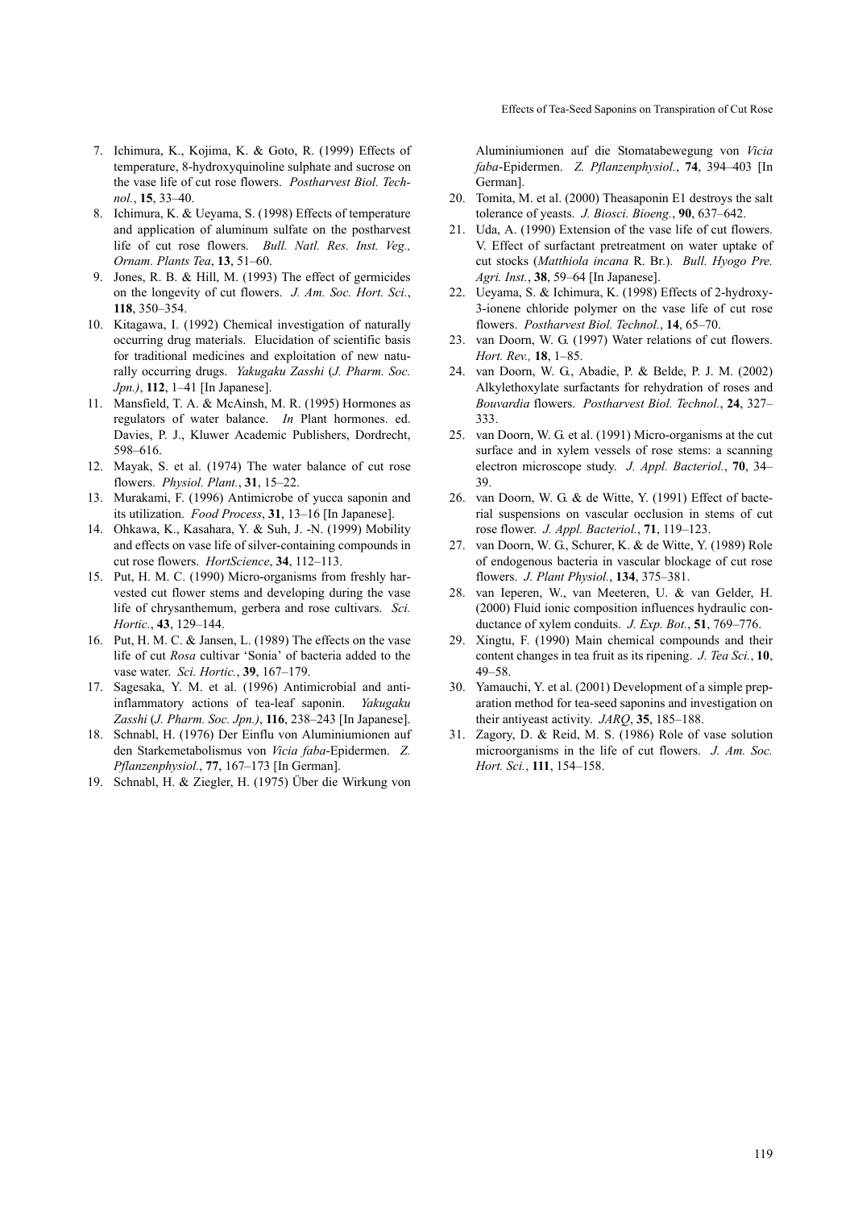7. Ichimura, K., Kojima, K. & Goto, R. (1999) Effects of temperature, 8-hydroxyquinoline sulphate and sucrose on the vase life of cut rose flowers. *Postharvest Biol. Technol.*, **15**, 33–40.
8. Ichimura, K. & Ueyama, S. (1998) Effects of temperature and application of aluminum sulfate on the postharvest life of cut rose flowers. *Bull. Natl. Res. Inst. Veg., Ornam. Plants Tea*, **13**, 51–60.
9. Jones, R. B. & Hill, M. (1993) The effect of germicides on the longevity of cut flowers. *J. Am. Soc. Hort. Sci.*, **118**, 350–354.
10. Kitagawa, I. (1992) Chemical investigation of naturally occurring drug materials. Elucidation of scientific basis for traditional medicines and exploitation of new naturally occurring drugs. *Yakugaku Zasshi* (*J. Pharm. Soc. Jpn.)*, **112**, 1–41 [In Japanese].
11. Mansfield, T. A. & McAinsh, M. R. (1995) Hormones as regulators of water balance. *In* Plant hormones. ed. Davies, P. J., Kluwer Academic Publishers, Dordrecht, 598–616.
12. Mayak, S. et al. (1974) The water balance of cut rose flowers. *Physiol. Plant.*, **31**, 15–22.
13. Murakami, F. (1996) Antimicrobe of yucca saponin and its utilization. *Food Process*, **31**, 13–16 [In Japanese].
14. Ohkawa, K., Kasahara, Y. & Suh, J. -N. (1999) Mobility and effects on vase life of silver-containing compounds in cut rose flowers. *HortScience*, **34**, 112–113.
15. Put, H. M. C. (1990) Micro-organisms from freshly harvested cut flower stems and developing during the vase life of chrysanthemum, gerbera and rose cultivars. *Sci. Hortic.*, **43**, 129–144.
16. Put, H. M. C. & Jansen, L. (1989) The effects on the vase life of cut *Rosa* cultivar 'Sonia' of bacteria added to the vase water. *Sci. Hortic.*, **39**, 167–179.
17. Sagesaka, Y. M. et al. (1996) Antimicrobial and anti-inflammatory actions of tea-leaf saponin. *Yakugaku Zasshi* (*J. Pharm. Soc. Jpn.)*, **116**, 238–243 [In Japanese].
18. Schnabl, H. (1976) Der Einflu von Aluminiumionen auf den Starkemetabolismus von *Vicia faba*-Epidermen. *Z. Pflanzenphysiol.*, **77**, 167–173 [In German].
19. Schnabl, H. & Ziegler, H. (1975) Über die Wirkung von Aluminiumionen auf die Stomatabewegung von *Vicia faba*-Epidermen. *Z. Pflanzenphysiol.*, **74**, 394–403 [In German].
20. Tomita, M. et al. (2000) Theasaponin E1 destroys the salt tolerance of yeasts. *J. Biosci. Bioeng.*, **90**, 637–642.
21. Uda, A. (1990) Extension of the vase life of cut flowers. V. Effect of surfactant pretreatment on water uptake of cut stocks (*Matthiola incana* R. Br.). *Bull. Hyogo Pre. Agri. Inst.*, **38**, 59–64 [In Japanese].
22. Ueyama, S. & Ichimura, K. (1998) Effects of 2-hydroxy-3-ionene chloride polymer on the vase life of cut rose flowers. *Postharvest Biol. Technol.*, **14**, 65–70.
23. van Doorn, W. G. (1997) Water relations of cut flowers. *Hort. Rev.,* **18**, 1–85.
24. van Doorn, W. G., Abadie, P. & Belde, P. J. M. (2002) Alkylethoxylate surfactants for rehydration of roses and *Bouvardia* flowers. *Postharvest Biol. Technol.*, **24**, 327–333.
25. van Doorn, W. G. et al. (1991) Micro-organisms at the cut surface and in xylem vessels of rose stems: a scanning electron microscope study. *J. Appl. Bacteriol.*, **70**, 34–39.
26. van Doorn, W. G. & de Witte, Y. (1991) Effect of bacterial suspensions on vascular occlusion in stems of cut rose flower. *J. Appl. Bacteriol.*, **71**, 119–123.
27. van Doorn, W. G., Schurer, K. & de Witte, Y. (1989) Role of endogenous bacteria in vascular blockage of cut rose flowers. *J. Plant Physiol.*, **134**, 375–381.
28. van Ieperen, W., van Meeteren, U. & van Gelder, H. (2000) Fluid ionic composition influences hydraulic conductance of xylem conduits. *J. Exp. Bot.*, **51**, 769–776.
29. Xingtu, F. (1990) Main chemical compounds and their content changes in tea fruit as its ripening. *J. Tea Sci.*, **10**, 49–58.
30. Yamauchi, Y. et al. (2001) Development of a simple preparation method for tea-seed saponins and investigation on their antiyeast activity. *JARQ*, **35**, 185–188.
31. Zagory, D. & Reid, M. S. (1986) Role of vase solution microorganisms in the life of cut flowers. *J. Am. Soc. Hort. Sci.*, **111**, 154–158.